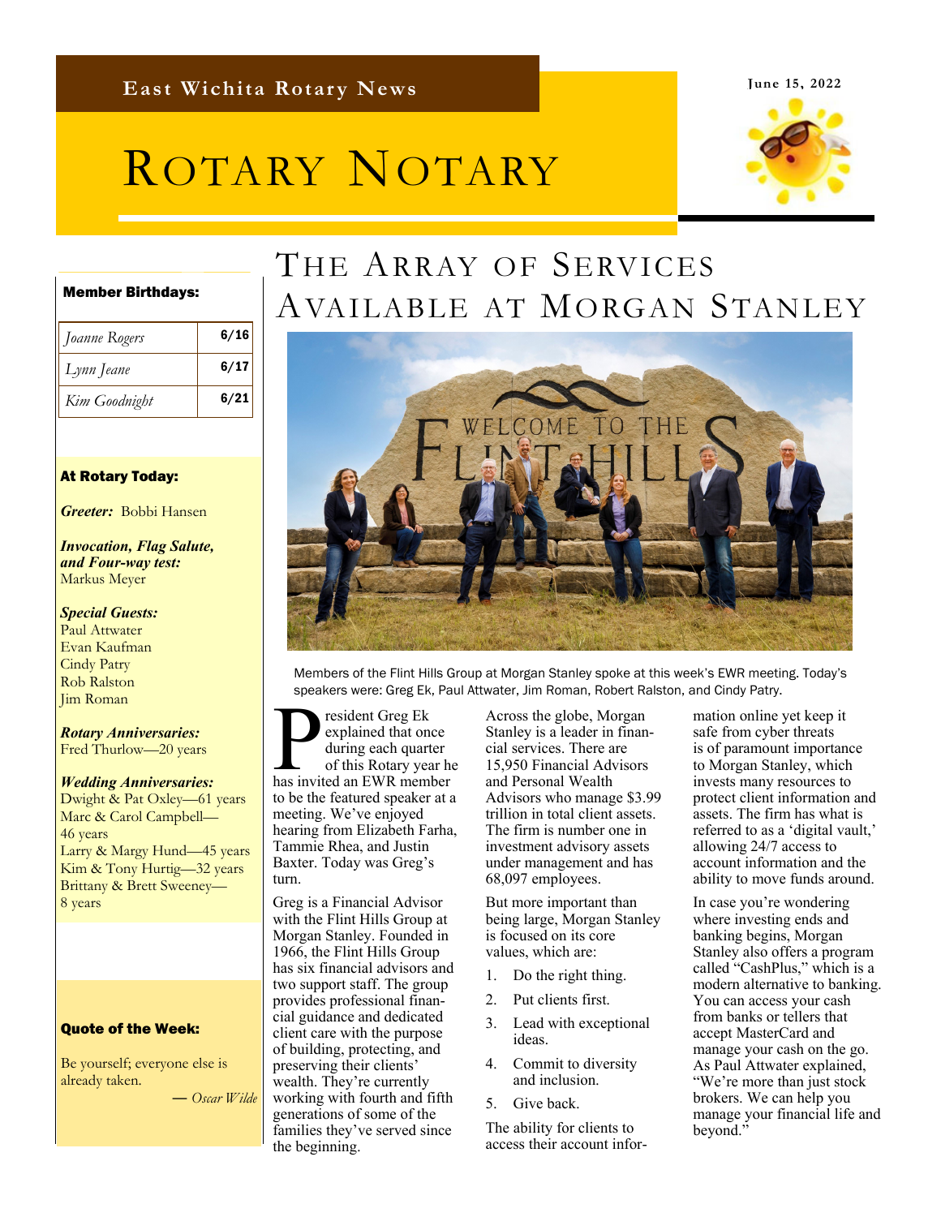**East Wichita Rotary News**

June 15, 2022

# Rotary Notary

## The Array of Services Available at Morgan Stanley

Members of the Flint Hills Group at Morgan Stanley spoke at this week's EWR meeting. Today's speakers were: Greg Ek, Paul Attwater, Jim Roman, Robert Ralston, and Cindy Patry.

President Greg Ek explained that once during each quarter of this Rotary year he has invited an EWR member to be the featured speaker at a meeting. We've enjoyed hearing from Elizabeth Farha, Tammie Rhea, and Justin Baxter. Today was Greg's turn.

Greg is a Financial Advisor with the Flint Hills Group at Morgan Stanley. Founded in 1966, the Flint Hills Group has six financial advisors and two support staff. The group provides professional financial guidance and dedicated client care with the purpose of building, protecting, and preserving their clients' wealth. They're currently working with fourth and fifth generations of some of the families they've served since the beginning.

Across the globe, Morgan Stanley is a leader in financial services. There are 15,950 Financial Advisors and Personal Wealth Advisors who manage $3.99 trillion in total client assets. The firm is number one in investment advisory assets under management and has 68,097 employees.

But more important than being large, Morgan Stanley is focused on its core values, which are:

1. Do the right thing.
2. Put clients first.
3. Lead with exceptional ideas.
4. Commit to diversity and inclusion.
5. Give back.

The ability for clients to access their account information online yet keep it safe from cyber threats is of paramount importance to Morgan Stanley, which invests many resources to protect client information and assets. The firm has what is referred to as a 'digital vault,' allowing 24/7 access to account information and the ability to move funds around.

In case you're wondering where investing ends and banking begins, Morgan Stanley also offers a program called "CashPlus," which is a modern alternative to banking. You can access your cash from banks or tellers that accept MasterCard and manage your cash on the go. As Paul Attwater explained, "We're more than just stock brokers. We can help you manage your financial life and beyond."

---

**Member Birthdays:**

| Name | Date |
| --- | --- |
| *Joanne Rogers* | 6/16 |
| *Lynn Jeane* | 6/17 |
| *Kim Goodnight* | 6/21 |

**At Rotary Today:**

***Greeter:*** Bobbi Hansen

***Invocation, Flag Salute, and Four-way test:***
Markus Meyer

***Special Guests:***
Paul Attwater
Evan Kaufman
Cindy Patry
Rob Ralston
Jim Roman

***Rotary Anniversaries:***
Fred Thurlow—20 years

***Wedding Anniversaries:***
Dwight & Pat Oxley—61 years
Marc & Carol Campbell—46 years
Larry & Margy Hund—45 years
Kim & Tony Hurtig—32 years
Brittany & Brett Sweeney—8 years

**Quote of the Week:**

Be yourself; everyone else is already taken.

— *Oscar Wilde*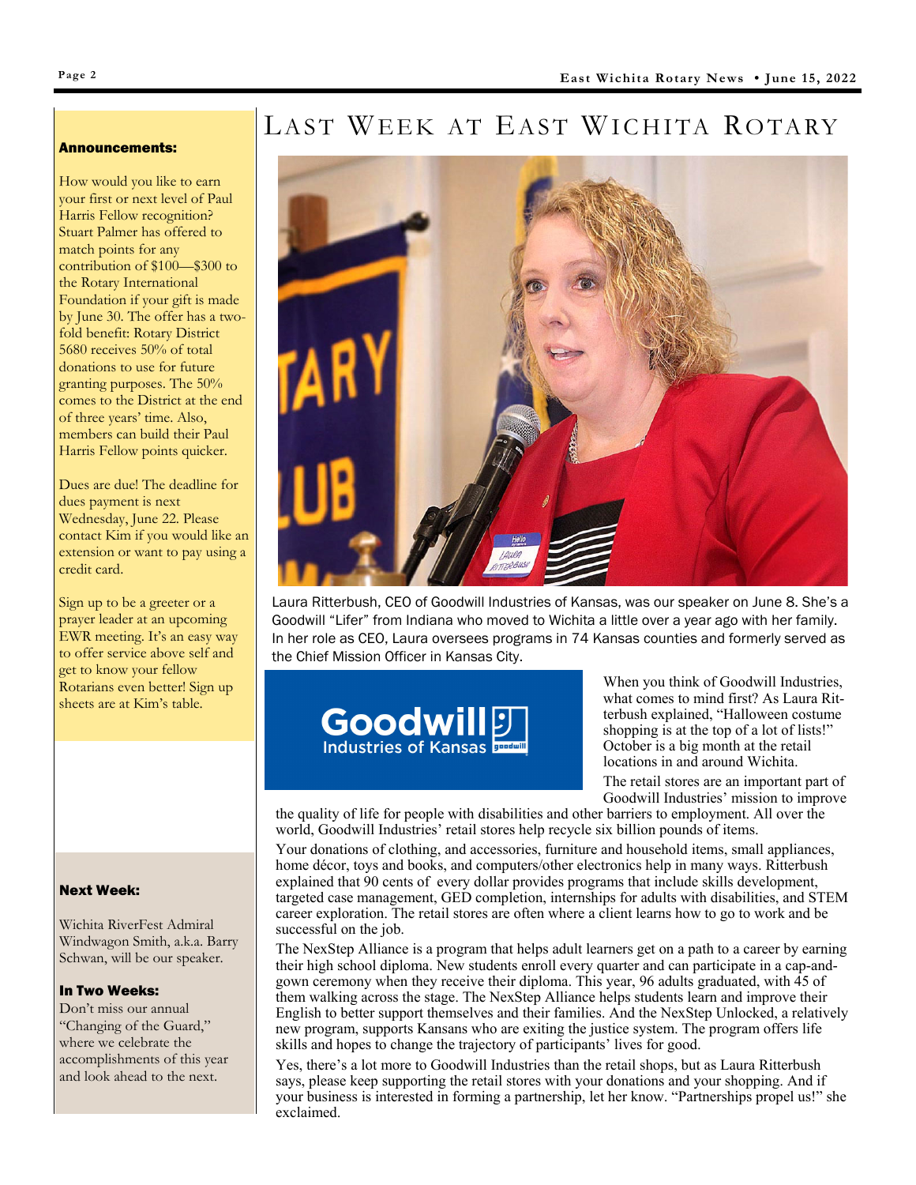## Announcements:

How would you like to earn your first or next level of Paul Harris Fellow recognition? Stuart Palmer has offered to match points for any contribution of $100—$300 to the Rotary International Foundation if your gift is made by June 30. The offer has a two-fold benefit: Rotary District 5680 receives 50% of total donations to use for future granting purposes. The 50% comes to the District at the end of three years' time. Also, members can build their Paul Harris Fellow points quicker.

Dues are due! The deadline for dues payment is next Wednesday, June 22. Please contact Kim if you would like an extension or want to pay using a credit card.

Sign up to be a greeter or a prayer leader at an upcoming EWR meeting. It's an easy way to offer service above self and get to know your fellow Rotarians even better! Sign up sheets are at Kim's table.

## Next Week:

Wichita RiverFest Admiral Windwagon Smith, a.k.a. Barry Schwan, will be our speaker.

## In Two Weeks:

Don't miss our annual "Changing of the Guard," where we celebrate the accomplishments of this year and look ahead to the next.

# Last Week at East Wichita Rotary

Laura Ritterbush, CEO of Goodwill Industries of Kansas, was our speaker on June 8. She's a Goodwill "Lifer" from Indiana who moved to Wichita a little over a year ago with her family. In her role as CEO, Laura oversees programs in 74 Kansas counties and formerly served as the Chief Mission Officer in Kansas City.

When you think of Goodwill Industries, what comes to mind first? As Laura Ritterbush explained, "Halloween costume shopping is at the top of a lot of lists!" October is a big month at the retail locations in and around Wichita.

The retail stores are an important part of Goodwill Industries' mission to improve the quality of life for people with disabilities and other barriers to employment. All over the world, Goodwill Industries' retail stores help recycle six billion pounds of items.

Your donations of clothing, and accessories, furniture and household items, small appliances, home décor, toys and books, and computers/other electronics help in many ways. Ritterbush explained that 90 cents of every dollar provides programs that include skills development, targeted case management, GED completion, internships for adults with disabilities, and STEM career exploration. The retail stores are often where a client learns how to go to work and be successful on the job.

The NexStep Alliance is a program that helps adult learners get on a path to a career by earning their high school diploma. New students enroll every quarter and can participate in a cap-and-gown ceremony when they receive their diploma. This year, 96 adults graduated, with 45 of them walking across the stage. The NexStep Alliance helps students learn and improve their English to better support themselves and their families. And the NexStep Unlocked, a relatively new program, supports Kansans who are exiting the justice system. The program offers life skills and hopes to change the trajectory of participants' lives for good.

Yes, there's a lot more to Goodwill Industries than the retail shops, but as Laura Ritterbush says, please keep supporting the retail stores with your donations and your shopping. And if your business is interested in forming a partnership, let her know. "Partnerships propel us!" she exclaimed.